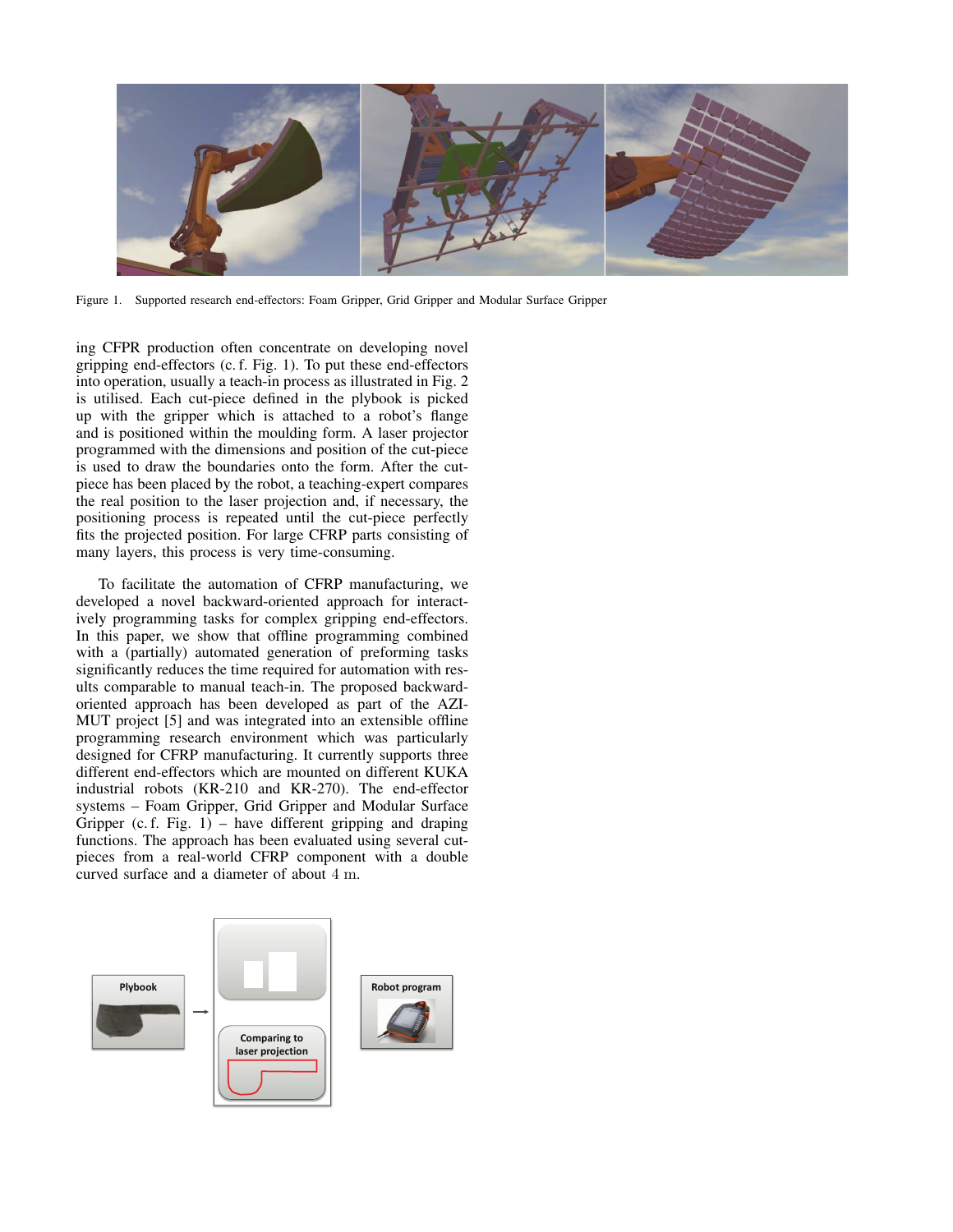Figure 1. Supported research end-effectors: Foam Gripper, Grid Gripper and Modular Surface Gripper

ing CFPR production often concentrate on developing novel gripping end-effectors (c. f. Fig. 1). To put these end-effectors into operation, usually a teach-in process as illustrated in Fig. 2 is utilised. Each cut-piece defined in the plybook is picked up with the gripper which is attached to a robot's flange and is positioned within the moulding form. A laser projector programmed with the dimensions and position of the cut-piece is used to draw the boundaries onto the form. After the cut-piece has been placed by the robot, a teaching-expert compares the real position to the laser projection and, if necessary, the positioning process is repeated until the cut-piece perfectly fits the projected position. For large CFRP parts consisting of many layers, this process is very time-consuming.

To facilitate the automation of CFRP manufacturing, we developed a novel backward-oriented approach for interactively programming tasks for complex gripping end-effectors. In this paper, we show that offline programming combined with a (partially) automated generation of preforming tasks significantly reduces the time required for automation with results comparable to manual teach-in. The proposed backward-oriented approach has been developed as part of the AZIMUT project [5] and was integrated into an extensible offline programming research environment which was particularly designed for CFRP manufacturing. It currently supports three different end-effectors which are mounted on different KUKA industrial robots (KR-210 and KR-270). The end-effector systems – Foam Gripper, Grid Gripper and Modular Surface Gripper (c. f. Fig. 1) – have different gripping and draping functions. The approach has been evaluated using several cut-pieces from a real-world CFRP component with a double curved surface and a diameter of about 4 m.

Plybook

Comparing to laser projection

Robot program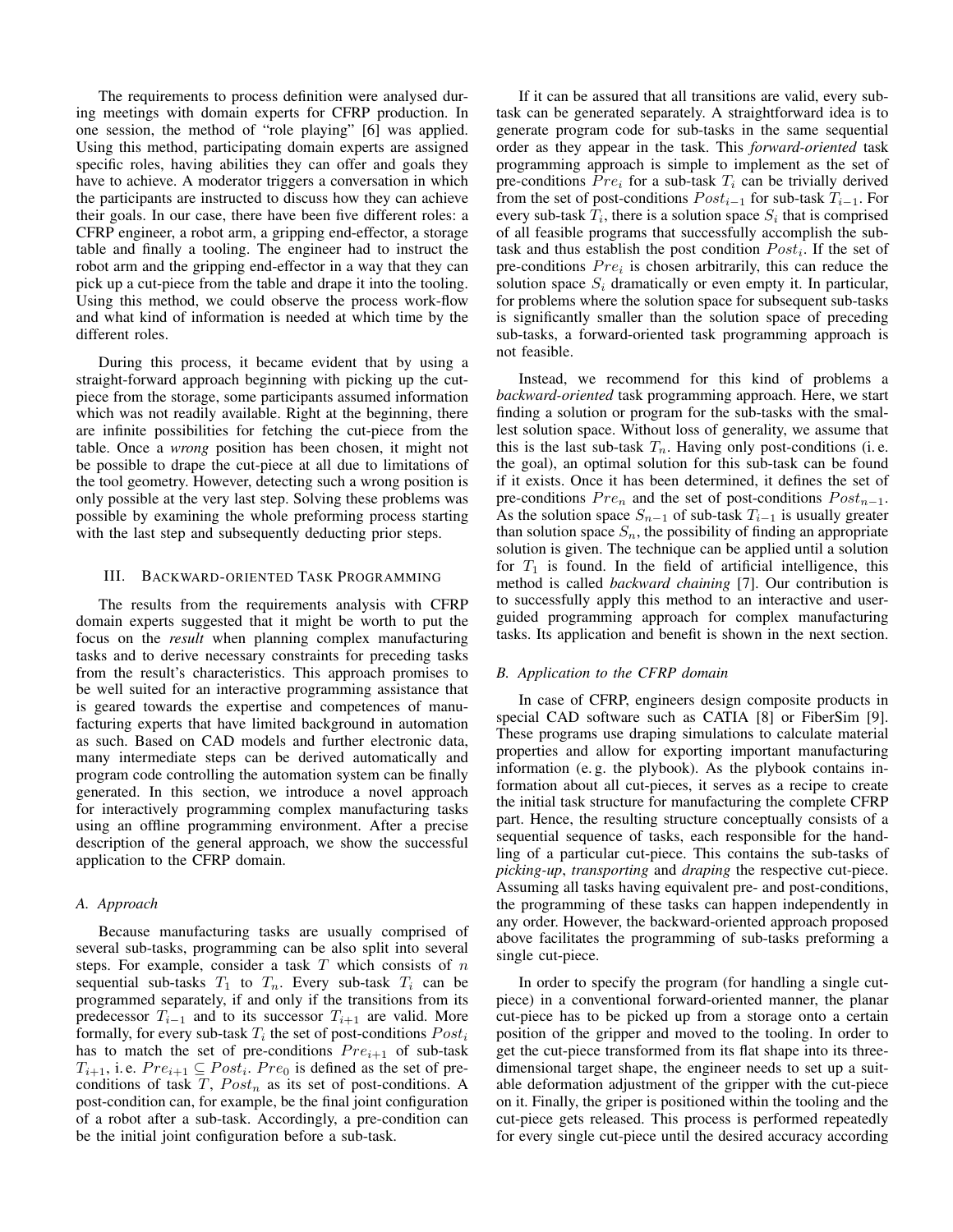The requirements to process definition were analysed during meetings with domain experts for CFRP production. In one session, the method of "role playing" [6] was applied. Using this method, participating domain experts are assigned specific roles, having abilities they can offer and goals they have to achieve. A moderator triggers a conversation in which the participants are instructed to discuss how they can achieve their goals. In our case, there have been five different roles: a CFRP engineer, a robot arm, a gripping end-effector, a storage table and finally a tooling. The engineer had to instruct the robot arm and the gripping end-effector in a way that they can pick up a cut-piece from the table and drape it into the tooling. Using this method, we could observe the process work-flow and what kind of information is needed at which time by the different roles.

During this process, it became evident that by using a straight-forward approach beginning with picking up the cut-piece from the storage, some participants assumed information which was not readily available. Right at the beginning, there are infinite possibilities for fetching the cut-piece from the table. Once a *wrong* position has been chosen, it might not be possible to drape the cut-piece at all due to limitations of the tool geometry. However, detecting such a wrong position is only possible at the very last step. Solving these problems was possible by examining the whole preforming process starting with the last step and subsequently deducting prior steps.

## III. Backward-oriented Task Programming

The results from the requirements analysis with CFRP domain experts suggested that it might be worth to put the focus on the *result* when planning complex manufacturing tasks and to derive necessary constraints for preceding tasks from the result's characteristics. This approach promises to be well suited for an interactive programming assistance that is geared towards the expertise and competences of manufacturing experts that have limited background in automation as such. Based on CAD models and further electronic data, many intermediate steps can be derived automatically and program code controlling the automation system can be finally generated. In this section, we introduce a novel approach for interactively programming complex manufacturing tasks using an offline programming environment. After a precise description of the general approach, we show the successful application to the CFRP domain.

### A. Approach

Because manufacturing tasks are usually comprised of several sub-tasks, programming can be also split into several steps. For example, consider a task $T$ which consists of $n$ sequential sub-tasks $T_1$ to $T_n$. Every sub-task $T_i$ can be programmed separately, if and only if the transitions from its predecessor $T_{i-1}$ and to its successor $T_{i+1}$ are valid. More formally, for every sub-task $T_i$ the set of post-conditions $Post_i$ has to match the set of pre-conditions $Pre_{i+1}$ of sub-task $T_{i+1}$, i. e. $Pre_{i+1} \subseteq Post_i$. $Pre_0$ is defined as the set of pre-conditions of task $T$, $Post_n$ as its set of post-conditions. A post-condition can, for example, be the final joint configuration of a robot after a sub-task. Accordingly, a pre-condition can be the initial joint configuration before a sub-task.

If it can be assured that all transitions are valid, every sub-task can be generated separately. A straightforward idea is to generate program code for sub-tasks in the same sequential order as they appear in the task. This *forward-oriented* task programming approach is simple to implement as the set of pre-conditions $Pre_i$ for a sub-task $T_i$ can be trivially derived from the set of post-conditions $Post_{i-1}$ for sub-task $T_{i-1}$. For every sub-task $T_i$, there is a solution space $S_i$ that is comprised of all feasible programs that successfully accomplish the sub-task and thus establish the post condition $Post_i$. If the set of pre-conditions $Pre_i$ is chosen arbitrarily, this can reduce the solution space $S_i$ dramatically or even empty it. In particular, for problems where the solution space for subsequent sub-tasks is significantly smaller than the solution space of preceding sub-tasks, a forward-oriented task programming approach is not feasible.

Instead, we recommend for this kind of problems a *backward-oriented* task programming approach. Here, we start finding a solution or program for the sub-tasks with the smallest solution space. Without loss of generality, we assume that this is the last sub-task $T_n$. Having only post-conditions (i. e. the goal), an optimal solution for this sub-task can be found if it exists. Once it has been determined, it defines the set of pre-conditions $Pre_n$ and the set of post-conditions $Post_{n-1}$. As the solution space $S_{n-1}$ of sub-task $T_{i-1}$ is usually greater than solution space $S_n$, the possibility of finding an appropriate solution is given. The technique can be applied until a solution for $T_1$ is found. In the field of artificial intelligence, this method is called *backward chaining* [7]. Our contribution is to successfully apply this method to an interactive and user-guided programming approach for complex manufacturing tasks. Its application and benefit is shown in the next section.

### B. Application to the CFRP domain

In case of CFRP, engineers design composite products in special CAD software such as CATIA [8] or FiberSim [9]. These programs use draping simulations to calculate material properties and allow for exporting important manufacturing information (e. g. the plybook). As the plybook contains information about all cut-pieces, it serves as a recipe to create the initial task structure for manufacturing the complete CFRP part. Hence, the resulting structure conceptually consists of a sequential sequence of tasks, each responsible for the handling of a particular cut-piece. This contains the sub-tasks of *picking-up*, *transporting* and *draping* the respective cut-piece. Assuming all tasks having equivalent pre- and post-conditions, the programming of these tasks can happen independently in any order. However, the backward-oriented approach proposed above facilitates the programming of sub-tasks preforming a single cut-piece.

In order to specify the program (for handling a single cut-piece) in a conventional forward-oriented manner, the planar cut-piece has to be picked up from a storage onto a certain position of the gripper and moved to the tooling. In order to get the cut-piece transformed from its flat shape into its three-dimensional target shape, the engineer needs to set up a suitable deformation adjustment of the gripper with the cut-piece on it. Finally, the griper is positioned within the tooling and the cut-piece gets released. This process is performed repeatedly for every single cut-piece until the desired accuracy according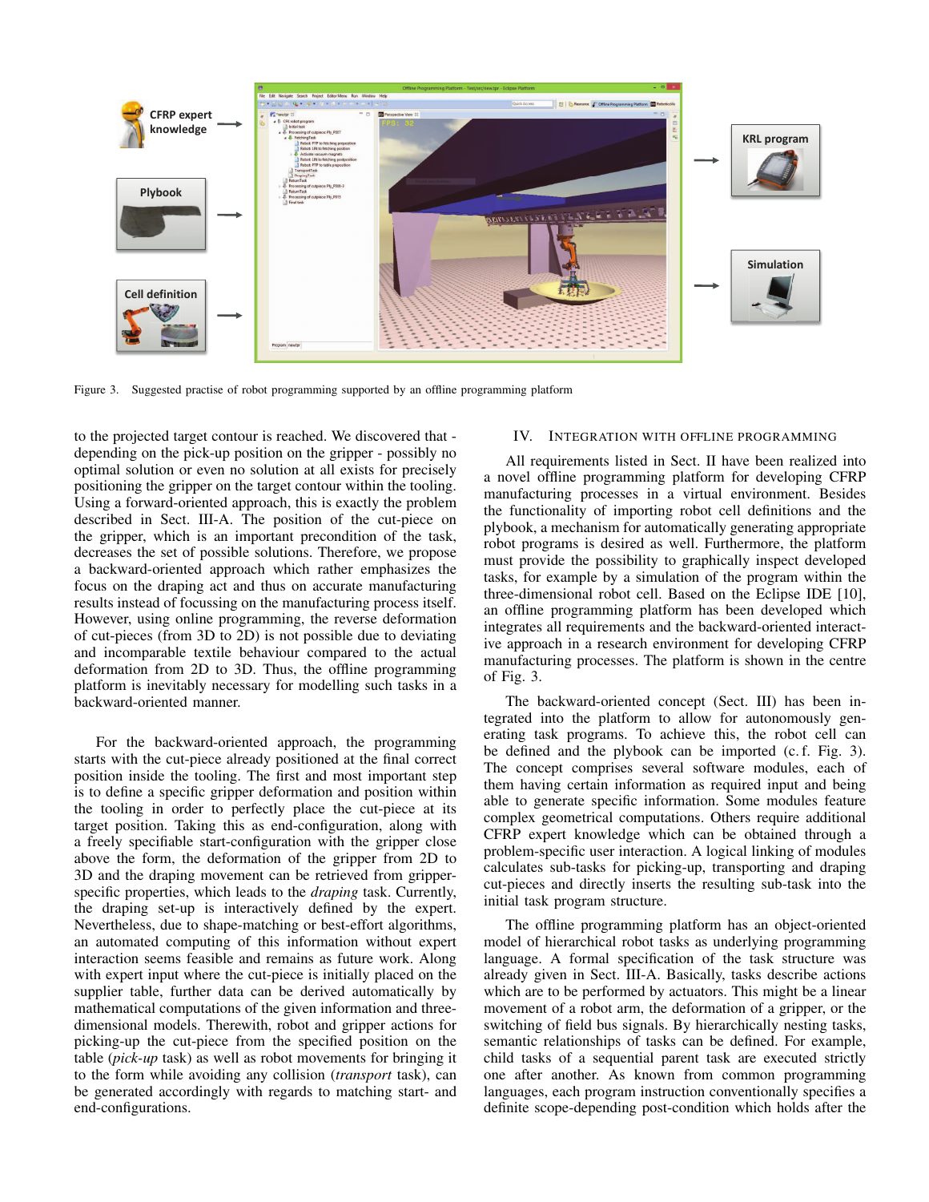CFRP expert knowledge

Plybook

Cell definition

KRL program

Simulation

Figure 3. Suggested practise of robot programming supported by an offline programming platform

to the projected target contour is reached. We discovered that - depending on the pick-up position on the gripper - possibly no optimal solution or even no solution at all exists for precisely positioning the gripper on the target contour within the tooling. Using a forward-oriented approach, this is exactly the problem described in Sect. III-A. The position of the cut-piece on the gripper, which is an important precondition of the task, decreases the set of possible solutions. Therefore, we propose a backward-oriented approach which rather emphasizes the focus on the draping act and thus on accurate manufacturing results instead of focussing on the manufacturing process itself. However, using online programming, the reverse deformation of cut-pieces (from 3D to 2D) is not possible due to deviating and incomparable textile behaviour compared to the actual deformation from 2D to 3D. Thus, the offline programming platform is inevitably necessary for modelling such tasks in a backward-oriented manner.

For the backward-oriented approach, the programming starts with the cut-piece already positioned at the final correct position inside the tooling. The first and most important step is to define a specific gripper deformation and position within the tooling in order to perfectly place the cut-piece at its target position. Taking this as end-configuration, along with a freely specifiable start-configuration with the gripper close above the form, the deformation of the gripper from 2D to 3D and the draping movement can be retrieved from gripper-specific properties, which leads to the *draping* task. Currently, the draping set-up is interactively defined by the expert. Nevertheless, due to shape-matching or best-effort algorithms, an automated computing of this information without expert interaction seems feasible and remains as future work. Along with expert input where the cut-piece is initially placed on the supplier table, further data can be derived automatically by mathematical computations of the given information and three-dimensional models. Therewith, robot and gripper actions for picking-up the cut-piece from the specified position on the table (*pick-up* task) as well as robot movements for bringing it to the form while avoiding any collision (*transport* task), can be generated accordingly with regards to matching start- and end-configurations.

## IV. Integration with Offline Programming

All requirements listed in Sect. II have been realized into a novel offline programming platform for developing CFRP manufacturing processes in a virtual environment. Besides the functionality of importing robot cell definitions and the plybook, a mechanism for automatically generating appropriate robot programs is desired as well. Furthermore, the platform must provide the possibility to graphically inspect developed tasks, for example by a simulation of the program within the three-dimensional robot cell. Based on the Eclipse IDE [10], an offline programming platform has been developed which integrates all requirements and the backward-oriented interactive approach in a research environment for developing CFRP manufacturing processes. The platform is shown in the centre of Fig. 3.

The backward-oriented concept (Sect. III) has been integrated into the platform to allow for autonomously generating task programs. To achieve this, the robot cell can be defined and the plybook can be imported (c.f. Fig. 3). The concept comprises several software modules, each of them having certain information as required input and being able to generate specific information. Some modules feature complex geometrical computations. Others require additional CFRP expert knowledge which can be obtained through a problem-specific user interaction. A logical linking of modules calculates sub-tasks for picking-up, transporting and draping cut-pieces and directly inserts the resulting sub-task into the initial task program structure.

The offline programming platform has an object-oriented model of hierarchical robot tasks as underlying programming language. A formal specification of the task structure was already given in Sect. III-A. Basically, tasks describe actions which are to be performed by actuators. This might be a linear movement of a robot arm, the deformation of a gripper, or the switching of field bus signals. By hierarchically nesting tasks, semantic relationships of tasks can be defined. For example, child tasks of a sequential parent task are executed strictly one after another. As known from common programming languages, each program instruction conventionally specifies a definite scope-depending post-condition which holds after the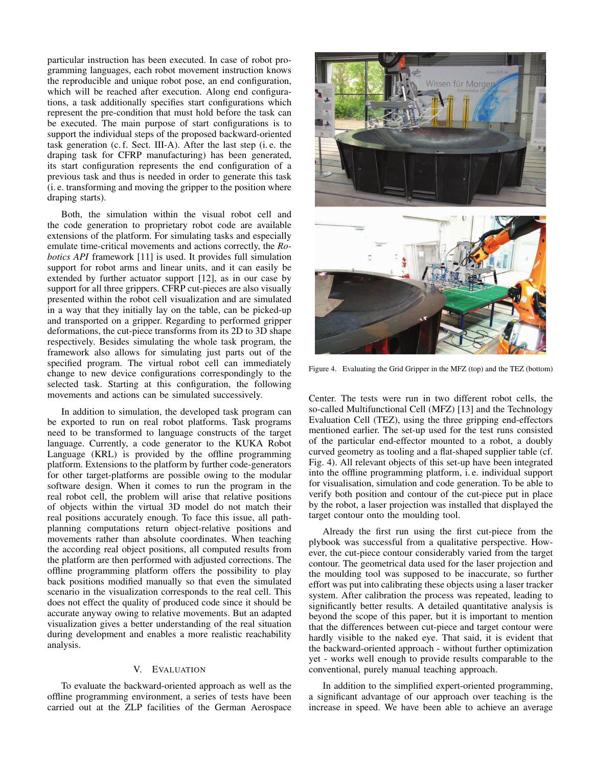particular instruction has been executed. In case of robot programming languages, each robot movement instruction knows the reproducible and unique robot pose, an end configuration, which will be reached after execution. Along end configurations, a task additionally specifies start configurations which represent the pre-condition that must hold before the task can be executed. The main purpose of start configurations is to support the individual steps of the proposed backward-oriented task generation (c. f. Sect. III-A). After the last step (i. e. the draping task for CFRP manufacturing) has been generated, its start configuration represents the end configuration of a previous task and thus is needed in order to generate this task (i. e. transforming and moving the gripper to the position where draping starts).

Both, the simulation within the visual robot cell and the code generation to proprietary robot code are available extensions of the platform. For simulating tasks and especially emulate time-critical movements and actions correctly, the *Robotics API* framework [11] is used. It provides full simulation support for robot arms and linear units, and it can easily be extended by further actuator support [12], as in our case by support for all three grippers. CFRP cut-pieces are also visually presented within the robot cell visualization and are simulated in a way that they initially lay on the table, can be picked-up and transported on a gripper. Regarding to performed gripper deformations, the cut-piece transforms from its 2D to 3D shape respectively. Besides simulating the whole task program, the framework also allows for simulating just parts out of the specified program. The virtual robot cell can immediately change to new device configurations correspondingly to the selected task. Starting at this configuration, the following movements and actions can be simulated successively.

In addition to simulation, the developed task program can be exported to run on real robot platforms. Task programs need to be transformed to language constructs of the target language. Currently, a code generator to the KUKA Robot Language (KRL) is provided by the offline programming platform. Extensions to the platform by further code-generators for other target-platforms are possible owing to the modular software design. When it comes to run the program in the real robot cell, the problem will arise that relative positions of objects within the virtual 3D model do not match their real positions accurately enough. To face this issue, all path-planning computations return object-relative positions and movements rather than absolute coordinates. When teaching the according real object positions, all computed results from the platform are then performed with adjusted corrections. The offline programming platform offers the possibility to play back positions modified manually so that even the simulated scenario in the visualization corresponds to the real cell. This does not effect the quality of produced code since it should be accurate anyway owing to relative movements. But an adapted visualization gives a better understanding of the real situation during development and enables a more realistic reachability analysis.

## V. Evaluation

To evaluate the backward-oriented approach as well as the offline programming environment, a series of tests have been carried out at the ZLP facilities of the German Aerospace Center. The tests were run in two different robot cells, the so-called Multifunctional Cell (MFZ) [13] and the Technology Evaluation Cell (TEZ), using the three gripping end-effectors mentioned earlier. The set-up used for the test runs consisted of the particular end-effector mounted to a robot, a doubly curved geometry as tooling and a flat-shaped supplier table (cf. Fig. 4). All relevant objects of this set-up have been integrated into the offline programming platform, i. e. individual support for visualisation, simulation and code generation. To be able to verify both position and contour of the cut-piece put in place by the robot, a laser projection was installed that displayed the target contour onto the moulding tool.

Figure 4. Evaluating the Grid Gripper in the MFZ (top) and the TEZ (bottom)

Already the first run using the first cut-piece from the plybook was successful from a qualitative perspective. However, the cut-piece contour considerably varied from the target contour. The geometrical data used for the laser projection and the moulding tool was supposed to be inaccurate, so further effort was put into calibrating these objects using a laser tracker system. After calibration the process was repeated, leading to significantly better results. A detailed quantitative analysis is beyond the scope of this paper, but it is important to mention that the differences between cut-piece and target contour were hardly visible to the naked eye. That said, it is evident that the backward-oriented approach - without further optimization yet - works well enough to provide results comparable to the conventional, purely manual teaching approach.

In addition to the simplified expert-oriented programming, a significant advantage of our approach over teaching is the increase in speed. We have been able to achieve an average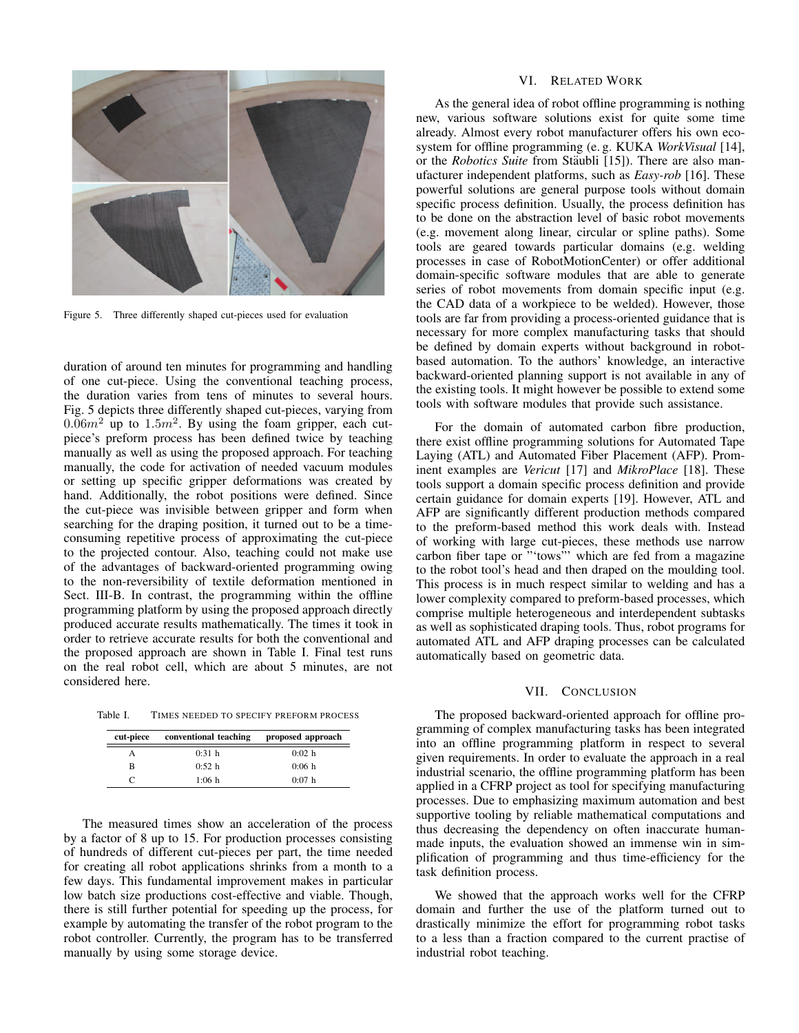Figure 5. Three differently shaped cut-pieces used for evaluation

duration of around ten minutes for programming and handling of one cut-piece. Using the conventional teaching process, the duration varies from tens of minutes to several hours. Fig. 5 depicts three differently shaped cut-pieces, varying from $0.06m^2$ up to $1.5m^2$. By using the foam gripper, each cut-piece's preform process has been defined twice by teaching manually as well as using the proposed approach. For teaching manually, the code for activation of needed vacuum modules or setting up specific gripper deformations was created by hand. Additionally, the robot positions were defined. Since the cut-piece was invisible between gripper and form when searching for the draping position, it turned out to be a time-consuming repetitive process of approximating the cut-piece to the projected contour. Also, teaching could not make use of the advantages of backward-oriented programming owing to the non-reversibility of textile deformation mentioned in Sect. III-B. In contrast, the programming within the offline programming platform by using the proposed approach directly produced accurate results mathematically. The times it took in order to retrieve accurate results for both the conventional and the proposed approach are shown in Table I. Final test runs on the real robot cell, which are about 5 minutes, are not considered here.

Table I. TIMES NEEDED TO SPECIFY PREFORM PROCESS

| cut-piece | conventional teaching | proposed approach |
|---|---|---|
| A | 0:31 h | 0:02 h |
| B | 0:52 h | 0:06 h |
| C | 1:06 h | 0:07 h |

The measured times show an acceleration of the process by a factor of 8 up to 15. For production processes consisting of hundreds of different cut-pieces per part, the time needed for creating all robot applications shrinks from a month to a few days. This fundamental improvement makes in particular low batch size productions cost-effective and viable. Though, there is still further potential for speeding up the process, for example by automating the transfer of the robot program to the robot controller. Currently, the program has to be transferred manually by using some storage device.

## VI. Related Work

As the general idea of robot offline programming is nothing new, various software solutions exist for quite some time already. Almost every robot manufacturer offers his own ecosystem for offline programming (e. g. KUKA *WorkVisual* [14], or the *Robotics Suite* from Stäubli [15]). There are also manufacturer independent platforms, such as *Easy-rob* [16]. These powerful solutions are general purpose tools without domain specific process definition. Usually, the process definition has to be done on the abstraction level of basic robot movements (e.g. movement along linear, circular or spline paths). Some tools are geared towards particular domains (e.g. welding processes in case of RobotMotionCenter) or offer additional domain-specific software modules that are able to generate series of robot movements from domain specific input (e.g. the CAD data of a workpiece to be welded). However, those tools are far from providing a process-oriented guidance that is necessary for more complex manufacturing tasks that should be defined by domain experts without background in robot-based automation. To the authors' knowledge, an interactive backward-oriented planning support is not available in any of the existing tools. It might however be possible to extend some tools with software modules that provide such assistance.

For the domain of automated carbon fibre production, there exist offline programming solutions for Automated Tape Laying (ATL) and Automated Fiber Placement (AFP). Prominent examples are *Vericut* [17] and *MikroPlace* [18]. These tools support a domain specific process definition and provide certain guidance for domain experts [19]. However, ATL and AFP are significantly different production methods compared to the preform-based method this work deals with. Instead of working with large cut-pieces, these methods use narrow carbon fiber tape or "'tows"' which are fed from a magazine to the robot tool's head and then draped on the moulding tool. This process is in much respect similar to welding and has a lower complexity compared to preform-based processes, which comprise multiple heterogeneous and interdependent subtasks as well as sophisticated draping tools. Thus, robot programs for automated ATL and AFP draping processes can be calculated automatically based on geometric data.

## VII. Conclusion

The proposed backward-oriented approach for offline programming of complex manufacturing tasks has been integrated into an offline programming platform in respect to several given requirements. In order to evaluate the approach in a real industrial scenario, the offline programming platform has been applied in a CFRP project as tool for specifying manufacturing processes. Due to emphasizing maximum automation and best supportive tooling by reliable mathematical computations and thus decreasing the dependency on often inaccurate human-made inputs, the evaluation showed an immense win in simplification of programming and thus time-efficiency for the task definition process.

We showed that the approach works well for the CFRP domain and further the use of the platform turned out to drastically minimize the effort for programming robot tasks to a less than a fraction compared to the current practise of industrial robot teaching.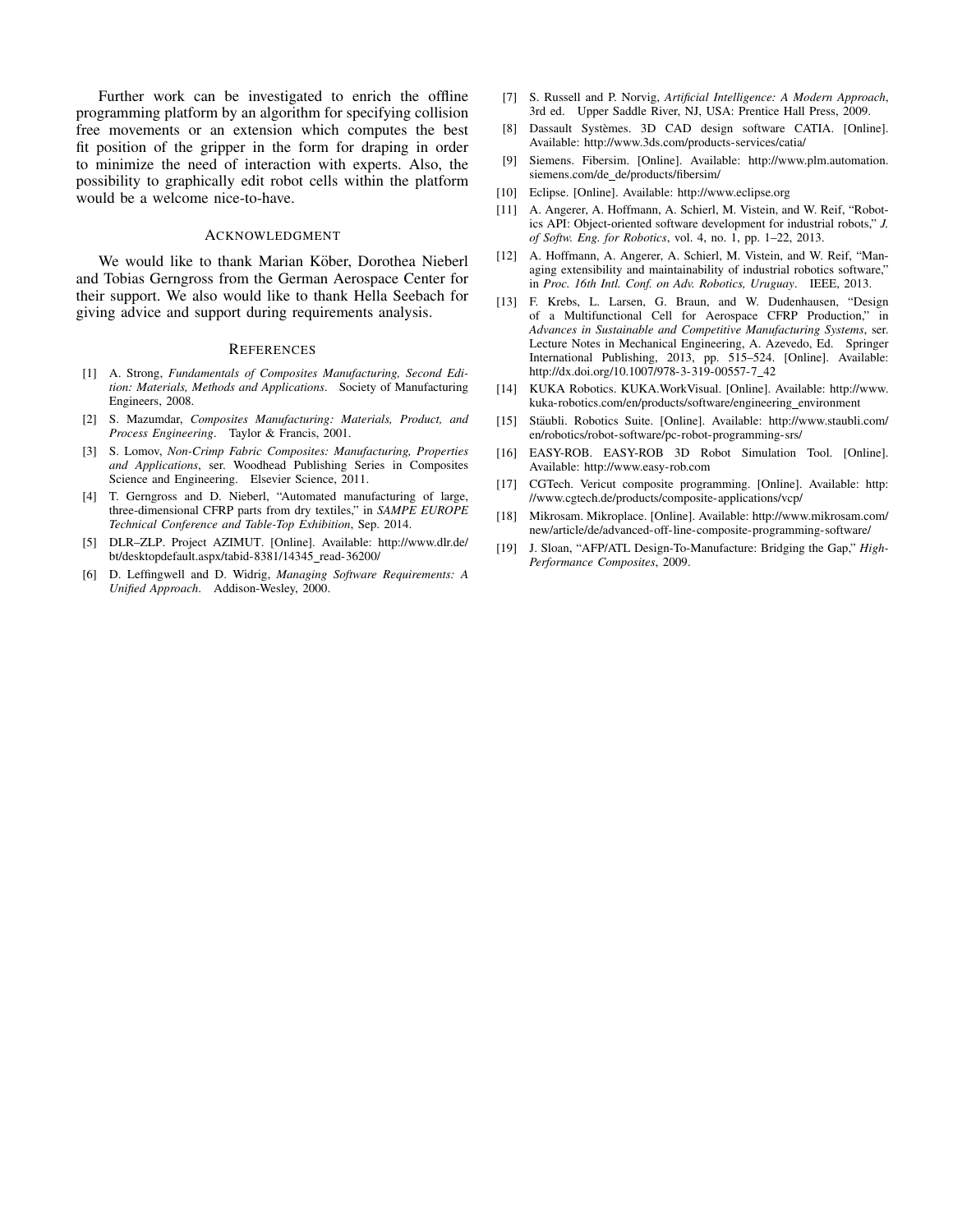Further work can be investigated to enrich the offline programming platform by an algorithm for specifying collision free movements or an extension which computes the best fit position of the gripper in the form for draping in order to minimize the need of interaction with experts. Also, the possibility to graphically edit robot cells within the platform would be a welcome nice-to-have.

## ACKNOWLEDGMENT

We would like to thank Marian Köber, Dorothea Nieberl and Tobias Gerngross from the German Aerospace Center for their support. We also would like to thank Hella Seebach for giving advice and support during requirements analysis.

## REFERENCES

[1] A. Strong, *Fundamentals of Composites Manufacturing, Second Edition: Materials, Methods and Applications*. Society of Manufacturing Engineers, 2008.

[2] S. Mazumdar, *Composites Manufacturing: Materials, Product, and Process Engineering*. Taylor & Francis, 2001.

[3] S. Lomov, *Non-Crimp Fabric Composites: Manufacturing, Properties and Applications*, ser. Woodhead Publishing Series in Composites Science and Engineering. Elsevier Science, 2011.

[4] T. Gerngross and D. Nieberl, "Automated manufacturing of large, three-dimensional CFRP parts from dry textiles," in *SAMPE EUROPE Technical Conference and Table-Top Exhibition*, Sep. 2014.

[5] DLR–ZLP. Project AZIMUT. [Online]. Available: http://www.dlr.de/bt/desktopdefault.aspx/tabid-8381/14345_read-36200/

[6] D. Leffingwell and D. Widrig, *Managing Software Requirements: A Unified Approach*. Addison-Wesley, 2000.

[7] S. Russell and P. Norvig, *Artificial Intelligence: A Modern Approach*, 3rd ed. Upper Saddle River, NJ, USA: Prentice Hall Press, 2009.

[8] Dassault Systèmes. 3D CAD design software CATIA. [Online]. Available: http://www.3ds.com/products-services/catia/

[9] Siemens. Fibersim. [Online]. Available: http://www.plm.automation.siemens.com/de_de/products/fibersim/

[10] Eclipse. [Online]. Available: http://www.eclipse.org

[11] A. Angerer, A. Hoffmann, A. Schierl, M. Vistein, and W. Reif, "Robotics API: Object-oriented software development for industrial robots," *J. of Softw. Eng. for Robotics*, vol. 4, no. 1, pp. 1–22, 2013.

[12] A. Hoffmann, A. Angerer, A. Schierl, M. Vistein, and W. Reif, "Managing extensibility and maintainability of industrial robotics software," in *Proc. 16th Intl. Conf. on Adv. Robotics, Uruguay*. IEEE, 2013.

[13] F. Krebs, L. Larsen, G. Braun, and W. Dudenhausen, "Design of a Multifunctional Cell for Aerospace CFRP Production," in *Advances in Sustainable and Competitive Manufacturing Systems*, ser. Lecture Notes in Mechanical Engineering, A. Azevedo, Ed. Springer International Publishing, 2013, pp. 515–524. [Online]. Available: http://dx.doi.org/10.1007/978-3-319-00557-7_42

[14] KUKA Robotics. KUKA.WorkVisual. [Online]. Available: http://www.kuka-robotics.com/en/products/software/engineering_environment

[15] Stäubli. Robotics Suite. [Online]. Available: http://www.staubli.com/en/robotics/robot-software/pc-robot-programming-srs/

[16] EASY-ROB. EASY-ROB 3D Robot Simulation Tool. [Online]. Available: http://www.easy-rob.com

[17] CGTech. Vericut composite programming. [Online]. Available: http://www.cgtech.de/products/composite-applications/vcp/

[18] Mikrosam. Mikroplace. [Online]. Available: http://www.mikrosam.com/new/article/de/advanced-off-line-composite-programming-software/

[19] J. Sloan, "AFP/ATL Design-To-Manufacture: Bridging the Gap," *High-Performance Composites*, 2009.